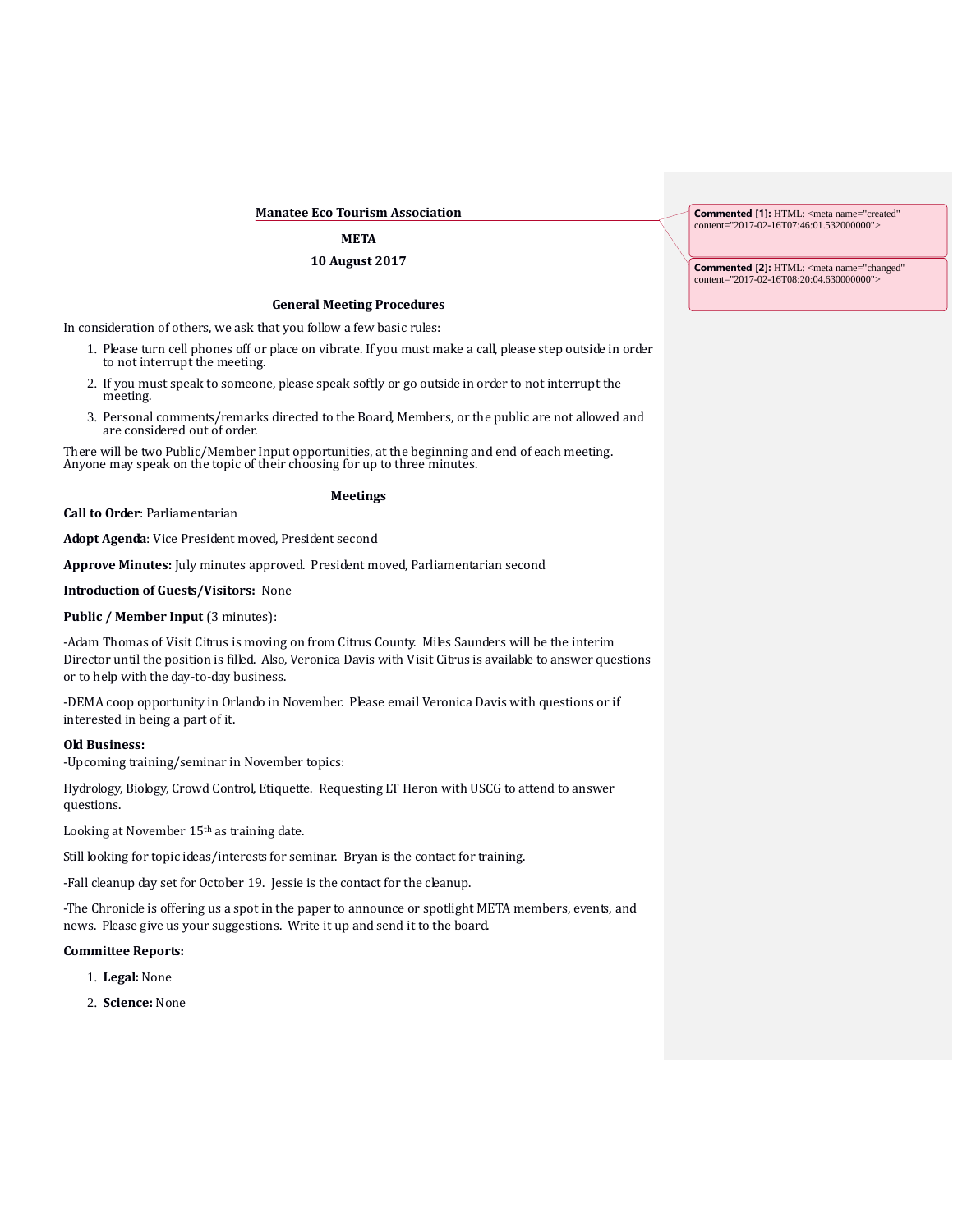**Manatee Eco Tourism Association**

**META**

**10 August 2017**

**General Meeting Procedures**

In consideration of others, we ask that you follow a few basic rules:

1. Please turn cell phones off or place on vibrate. If you must make a call, please step outside in order to not interrupt the meeting.
2. If you must speak to someone, please speak softly or go outside in order to not interrupt the meeting.
3. Personal comments/remarks directed to the Board, Members, or the public are not allowed and are considered out of order.

There will be two Public/Member Input opportunities, at the beginning and end of each meeting. Anyone may speak on the topic of their choosing for up to three minutes.

**Meetings**

**Call to Order**: Parliamentarian

**Adopt Agenda**: Vice President moved, President second

**Approve Minutes:** July minutes approved. President moved, Parliamentarian second

**Introduction of Guests/Visitors:** None

**Public / Member Input** (3 minutes):

-Adam Thomas of Visit Citrus is moving on from Citrus County. Miles Saunders will be the interim Director until the position is filled. Also, Veronica Davis with Visit Citrus is available to answer questions or to help with the day-to-day business.

-DEMA coop opportunity in Orlando in November. Please email Veronica Davis with questions or if interested in being a part of it.

**Old Business:**

-Upcoming training/seminar in November topics:

Hydrology, Biology, Crowd Control, Etiquette. Requesting LT Heron with USCG to attend to answer questions.

Looking at November 15th as training date.

Still looking for topic ideas/interests for seminar. Bryan is the contact for training.

-Fall cleanup day set for October 19. Jessie is the contact for the cleanup.

-The Chronicle is offering us a spot in the paper to announce or spotlight META members, events, and news. Please give us your suggestions. Write it up and send it to the board.

**Committee Reports:**

1. **Legal:** None
2. **Science:** None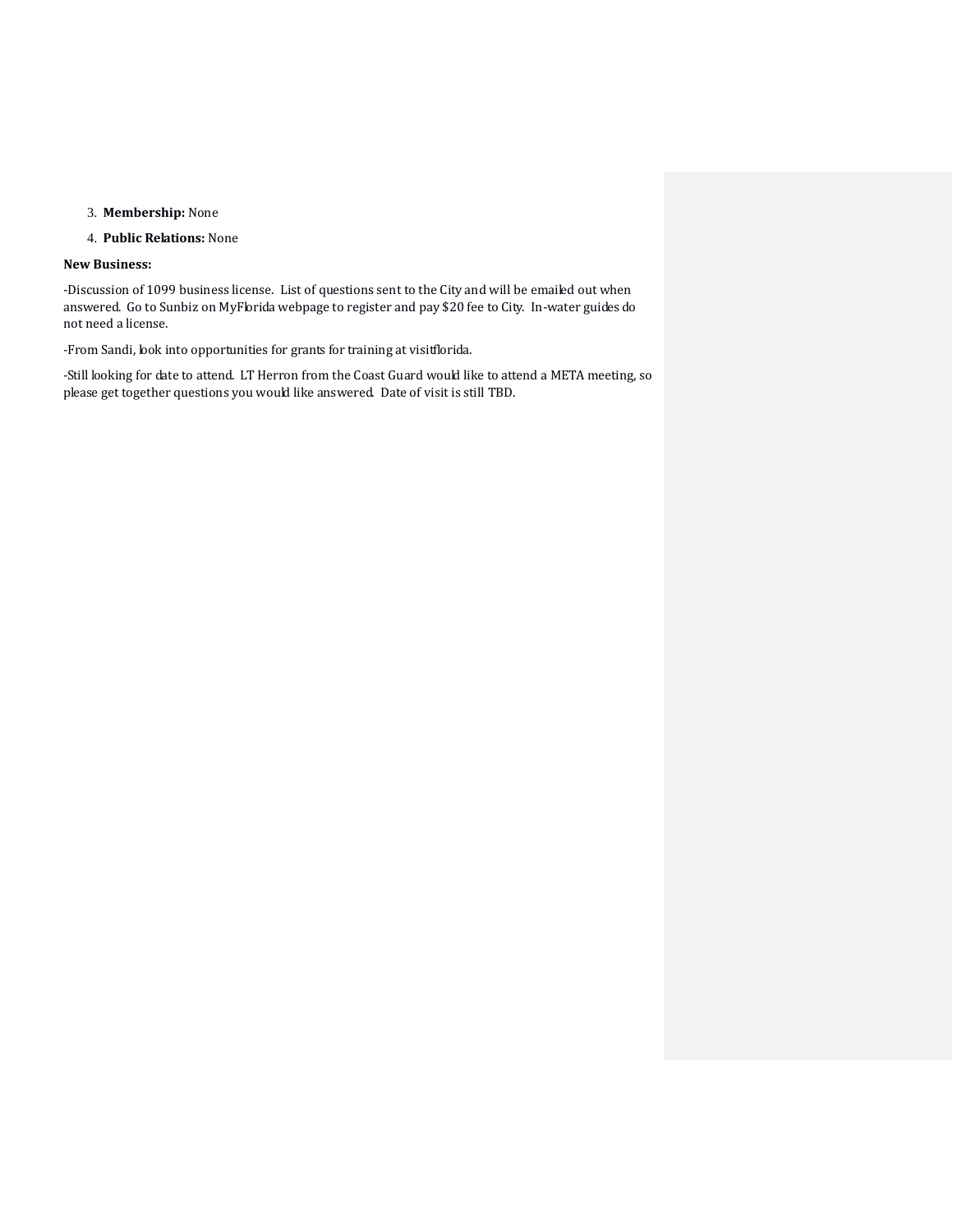3. **Membership:** None
4. **Public Relations:** None

**New Business:**

-Discussion of 1099 business license. List of questions sent to the City and will be emailed out when answered. Go to Sunbiz on MyFlorida webpage to register and pay $20 fee to City. In-water guides do not need a license.

-From Sandi, look into opportunities for grants for training at visitflorida.

-Still looking for date to attend. LT Herron from the Coast Guard would like to attend a META meeting, so please get together questions you would like answered. Date of visit is still TBD.